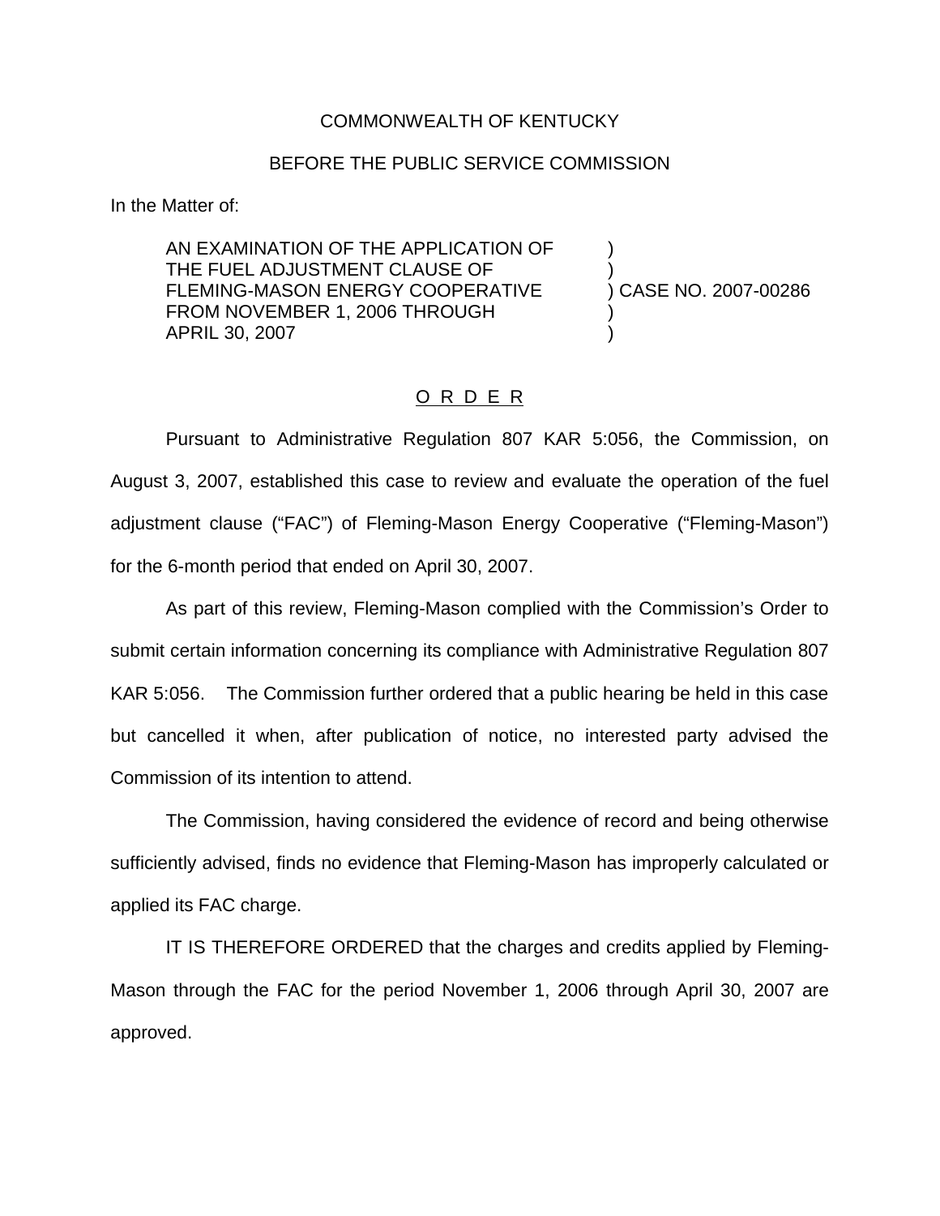COMMONWEALTH OF KENTUCKY

BEFORE THE PUBLIC SERVICE COMMISSION

In the Matter of:

| | |
|---|---|
| AN EXAMINATION OF THE APPLICATION OF THE FUEL ADJUSTMENT CLAUSE OF FLEMING-MASON ENERGY COOPERATIVE FROM NOVEMBER 1, 2006 THROUGH APRIL 30, 2007 | ) CASE NO. 2007-00286 |

## O R D E R

Pursuant to Administrative Regulation 807 KAR 5:056, the Commission, on August 3, 2007, established this case to review and evaluate the operation of the fuel adjustment clause ("FAC") of Fleming-Mason Energy Cooperative ("Fleming-Mason") for the 6-month period that ended on April 30, 2007.

As part of this review, Fleming-Mason complied with the Commission's Order to submit certain information concerning its compliance with Administrative Regulation 807 KAR 5:056. The Commission further ordered that a public hearing be held in this case but cancelled it when, after publication of notice, no interested party advised the Commission of its intention to attend.

The Commission, having considered the evidence of record and being otherwise sufficiently advised, finds no evidence that Fleming-Mason has improperly calculated or applied its FAC charge.

IT IS THEREFORE ORDERED that the charges and credits applied by Fleming-Mason through the FAC for the period November 1, 2006 through April 30, 2007 are approved.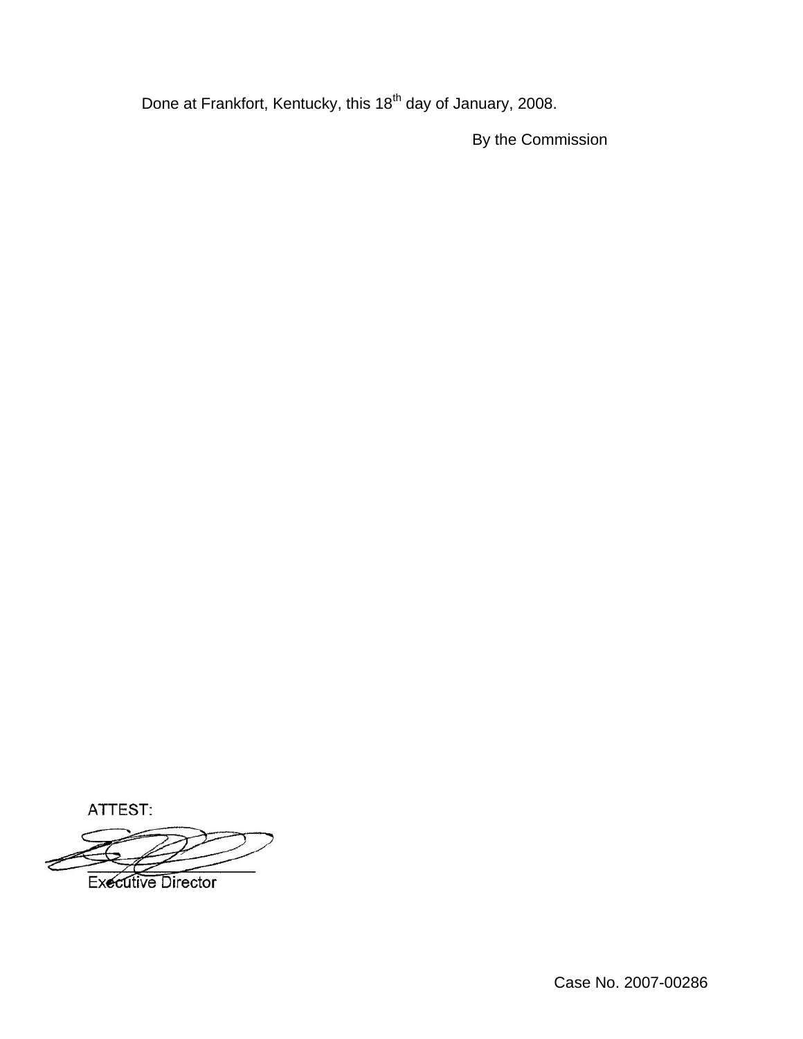Done at Frankfort, Kentucky, this 18th day of January, 2008.

By the Commission

ATTEST:

Executive Director

Case No. 2007-00286